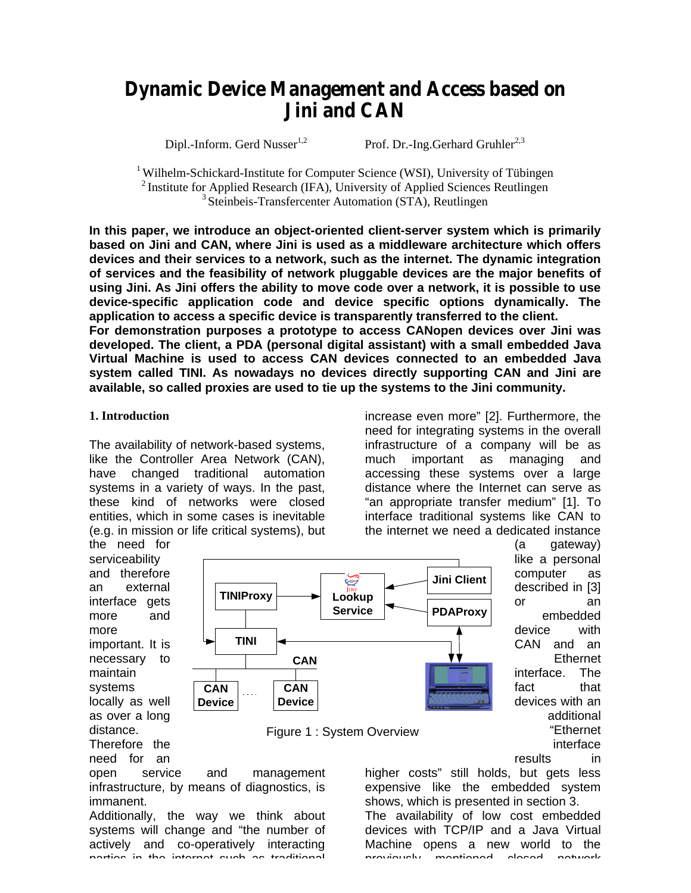# Dynamic Device Management and Access based on Jini and CAN

Dipl.-Inform. Gerd Nusser[1,2] Prof. Dr.-Ing.Gerhard Gruhler[2,3]

[1] Wilhelm-Schickard-Institute for Computer Science (WSI), University of Tübingen
[2] Institute for Applied Research (IFA), University of Applied Sciences Reutlingen
[3] Steinbeis-Transfercenter Automation (STA), Reutlingen

**In this paper, we introduce an object-oriented client-server system which is primarily based on Jini and CAN, where Jini is used as a middleware architecture which offers devices and their services to a network, such as the internet. The dynamic integration of services and the feasibility of network pluggable devices are the major benefits of using Jini. As Jini offers the ability to move code over a network, it is possible to use device-specific application code and device specific options dynamically. The application to access a specific device is transparently transferred to the client.**
**For demonstration purposes a prototype to access CANopen devices over Jini was developed. The client, a PDA (personal digital assistant) with a small embedded Java Virtual Machine is used to access CAN devices connected to an embedded Java system called TINI. As nowadays no devices directly supporting CAN and Jini are available, so called proxies are used to tie up the systems to the Jini community.**

## 1. Introduction

The availability of network-based systems, like the Controller Area Network (CAN), have changed traditional automation systems in a variety of ways. In the past, these kind of networks were closed entities, which in some cases is inevitable (e.g. in mission or life critical systems), but the need for serviceability and therefore an external interface gets more and more important. It is necessary to maintain systems locally as well as over a long distance. Therefore the need for an open service and management infrastructure, by means of diagnostics, is immanent.
Additionally, the way we think about systems will change and "the number of actively and co-operatively interacting parties in the internet such as traditional increase even more" [2]. Furthermore, the need for integrating systems in the overall infrastructure of a company will be as much important as managing and accessing these systems over a large distance where the Internet can serve as "an appropriate transfer medium" [1]. To interface traditional systems like CAN to the internet we need a dedicated instance (a gateway) like a personal computer as described in [3] or an embedded device with CAN and an Ethernet interface. The fact that devices with an additional "Ethernet interface results in higher costs" still holds, but gets less expensive like the embedded system shows, which is presented in section 3.
The availability of low cost embedded devices with TCP/IP and a Java Virtual Machine opens a new world to the previously mentioned closed network

Figure 1 : System Overview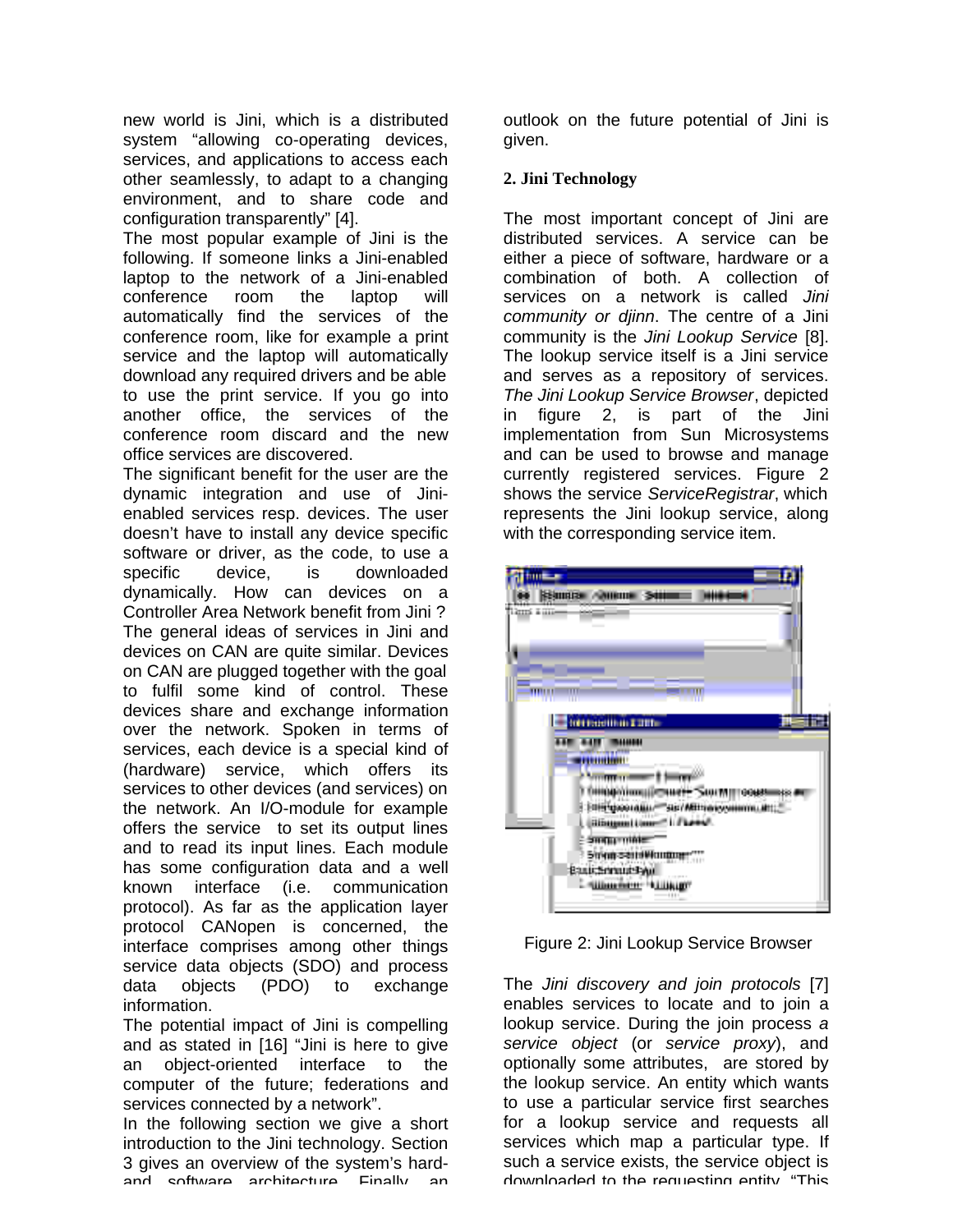new world is Jini, which is a distributed system "allowing co-operating devices, services, and applications to access each other seamlessly, to adapt to a changing environment, and to share code and configuration transparently" [4].

The most popular example of Jini is the following. If someone links a Jini-enabled laptop to the network of a Jini-enabled conference room the laptop will automatically find the services of the conference room, like for example a print service and the laptop will automatically download any required drivers and be able to use the print service. If you go into another office, the services of the conference room discard and the new office services are discovered.

The significant benefit for the user are the dynamic integration and use of Jini-enabled services resp. devices. The user doesn't have to install any device specific software or driver, as the code, to use a specific device, is downloaded dynamically. How can devices on a Controller Area Network benefit from Jini ?

The general ideas of services in Jini and devices on CAN are quite similar. Devices on CAN are plugged together with the goal to fulfil some kind of control. These devices share and exchange information over the network. Spoken in terms of services, each device is a special kind of (hardware) service, which offers its services to other devices (and services) on the network. An I/O-module for example offers the service to set its output lines and to read its input lines. Each module has some configuration data and a well known interface (i.e. communication protocol). As far as the application layer protocol CANopen is concerned, the interface comprises among other things service data objects (SDO) and process data objects (PDO) to exchange information.

The potential impact of Jini is compelling and as stated in [16] "Jini is here to give an object-oriented interface to the computer of the future; federations and services connected by a network".

In the following section we give a short introduction to the Jini technology. Section 3 gives an overview of the system's hard- and software architecture. Finally an outlook on the future potential of Jini is given.

## 2. Jini Technology

The most important concept of Jini are distributed services. A service can be either a piece of software, hardware or a combination of both. A collection of services on a network is called *Jini community or djinn*. The centre of a Jini community is the *Jini Lookup Service* [8]. The lookup service itself is a Jini service and serves as a repository of services. *The Jini Lookup Service Browser*, depicted in figure 2, is part of the Jini implementation from Sun Microsystems and can be used to browse and manage currently registered services. Figure 2 shows the service *ServiceRegistrar*, which represents the Jini lookup service, along with the corresponding service item.

Figure 2: Jini Lookup Service Browser

The *Jini discovery and join protocols* [7] enables services to locate and to join a lookup service. During the join process *a service object* (or *service proxy*), and optionally some attributes, are stored by the lookup service. An entity which wants to use a particular service first searches for a lookup service and requests all services which map a particular type. If such a service exists, the service object is downloaded to the requesting entity. "This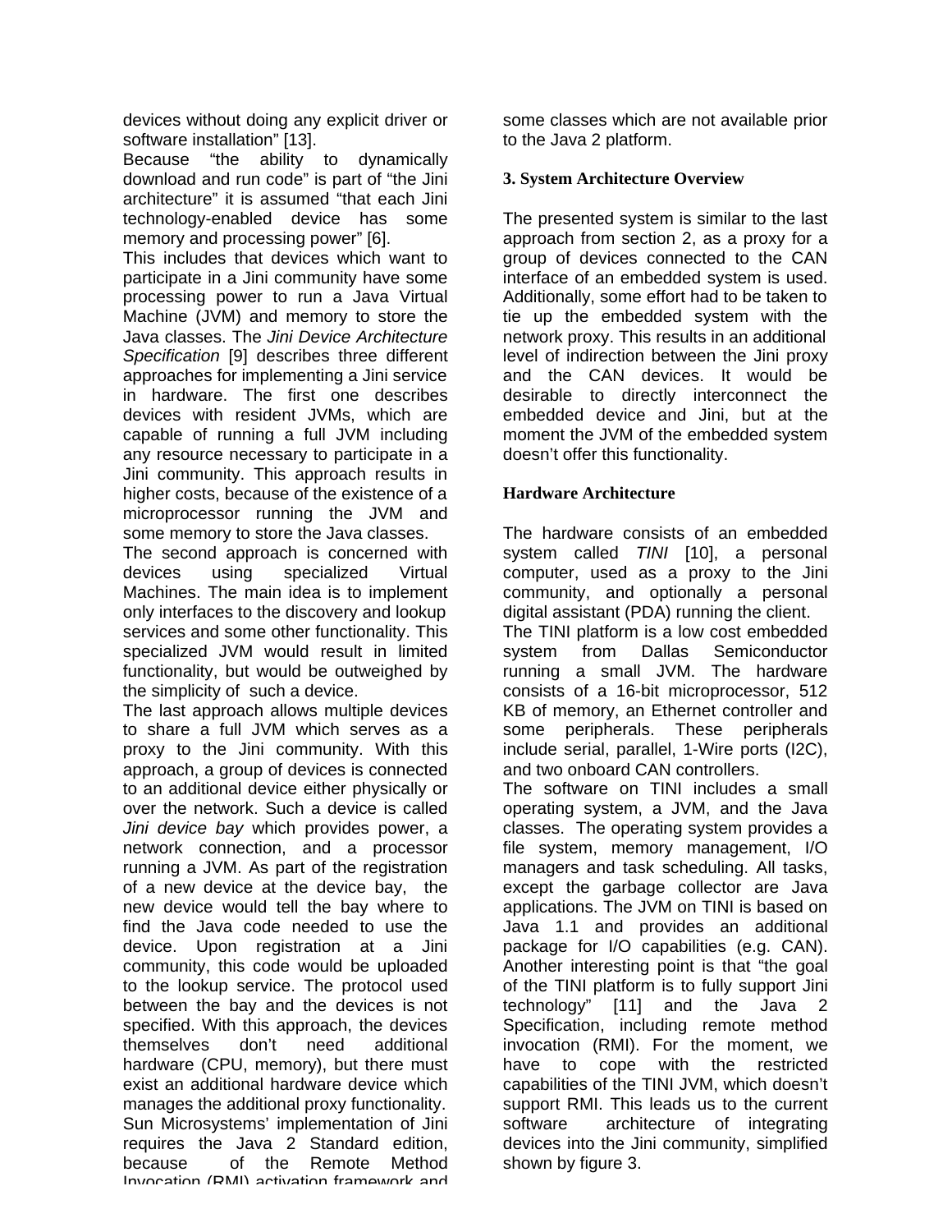devices without doing any explicit driver or software installation" [13].

Because "the ability to dynamically download and run code" is part of "the Jini architecture" it is assumed "that each Jini technology-enabled device has some memory and processing power" [6].

This includes that devices which want to participate in a Jini community have some processing power to run a Java Virtual Machine (JVM) and memory to store the Java classes. The *Jini Device Architecture Specification* [9] describes three different approaches for implementing a Jini service in hardware. The first one describes devices with resident JVMs, which are capable of running a full JVM including any resource necessary to participate in a Jini community. This approach results in higher costs, because of the existence of a microprocessor running the JVM and some memory to store the Java classes.

The second approach is concerned with devices using specialized Virtual Machines. The main idea is to implement only interfaces to the discovery and lookup services and some other functionality. This specialized JVM would result in limited functionality, but would be outweighed by the simplicity of such a device.

The last approach allows multiple devices to share a full JVM which serves as a proxy to the Jini community. With this approach, a group of devices is connected to an additional device either physically or over the network. Such a device is called *Jini device bay* which provides power, a network connection, and a processor running a JVM. As part of the registration of a new device at the device bay, the new device would tell the bay where to find the Java code needed to use the device. Upon registration at a Jini community, this code would be uploaded to the lookup service. The protocol used between the bay and the devices is not specified. With this approach, the devices themselves don't need additional hardware (CPU, memory), but there must exist an additional hardware device which manages the additional proxy functionality.

Sun Microsystems' implementation of Jini requires the Java 2 Standard edition, because of the Remote Method Invocation (RMI) activation framework and some classes which are not available prior to the Java 2 platform.

## 3. System Architecture Overview

The presented system is similar to the last approach from section 2, as a proxy for a group of devices connected to the CAN interface of an embedded system is used. Additionally, some effort had to be taken to tie up the embedded system with the network proxy. This results in an additional level of indirection between the Jini proxy and the CAN devices. It would be desirable to directly interconnect the embedded device and Jini, but at the moment the JVM of the embedded system doesn't offer this functionality.

### Hardware Architecture

The hardware consists of an embedded system called *TINI* [10], a personal computer, used as a proxy to the Jini community, and optionally a personal digital assistant (PDA) running the client.

The TINI platform is a low cost embedded system from Dallas Semiconductor running a small JVM. The hardware consists of a 16-bit microprocessor, 512 KB of memory, an Ethernet controller and some peripherals. These peripherals include serial, parallel, 1-Wire ports (I2C), and two onboard CAN controllers.

The software on TINI includes a small operating system, a JVM, and the Java classes. The operating system provides a file system, memory management, I/O managers and task scheduling. All tasks, except the garbage collector are Java applications. The JVM on TINI is based on Java 1.1 and provides an additional package for I/O capabilities (e.g. CAN). Another interesting point is that "the goal of the TINI platform is to fully support Jini technology" [11] and the Java 2 Specification, including remote method invocation (RMI). For the moment, we have to cope with the restricted capabilities of the TINI JVM, which doesn't support RMI. This leads us to the current software architecture of integrating devices into the Jini community, simplified shown by figure 3.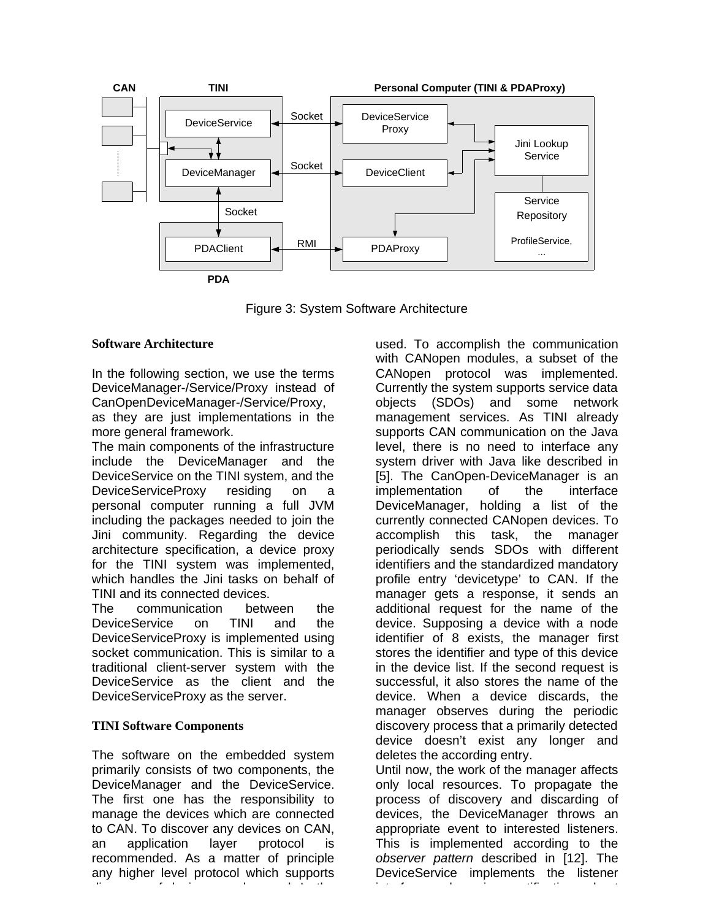Figure 3: System Software Architecture

### Software Architecture

In the following section, we use the terms DeviceManager-/Service/Proxy instead of CanOpenDeviceManager-/Service/Proxy, as they are just implementations in the more general framework.

The main components of the infrastructure include the DeviceManager and the DeviceService on the TINI system, and the DeviceServiceProxy residing on a personal computer running a full JVM including the packages needed to join the Jini community. Regarding the device architecture specification, a device proxy for the TINI system was implemented, which handles the Jini tasks on behalf of TINI and its connected devices.

The communication between the DeviceService on TINI and the DeviceServiceProxy is implemented using socket communication. This is similar to a traditional client-server system with the DeviceService as the client and the DeviceServiceProxy as the server.

### TINI Software Components

The software on the embedded system primarily consists of two components, the DeviceManager and the DeviceService. The first one has the responsibility to manage the devices which are connected to CAN. To discover any devices on CAN, an application layer protocol is recommended. As a matter of principle any higher level protocol which supports discovery of devices can be used. In the used. To accomplish the communication with CANopen modules, a subset of the CANopen protocol was implemented. Currently the system supports service data objects (SDOs) and some network management services. As TINI already supports CAN communication on the Java level, there is no need to interface any system driver with Java like described in [5]. The CanOpen-DeviceManager is an implementation of the interface DeviceManager, holding a list of the currently connected CANopen devices. To accomplish this task, the manager periodically sends SDOs with different identifiers and the standardized mandatory profile entry ‘devicetype’ to CAN. If the manager gets a response, it sends an additional request for the name of the device. Supposing a device with a node identifier of 8 exists, the manager first stores the identifier and type of this device in the device list. If the second request is successful, it also stores the name of the device. When a device discards, the manager observes during the periodic discovery process that a primarily detected device doesn’t exist any longer and deletes the according entry.

Until now, the work of the manager affects only local resources. To propagate the process of discovery and discarding of devices, the DeviceManager throws an appropriate event to interested listeners. This is implemented according to the *observer pattern* described in [12]. The DeviceService implements the listener interface and receives notifications about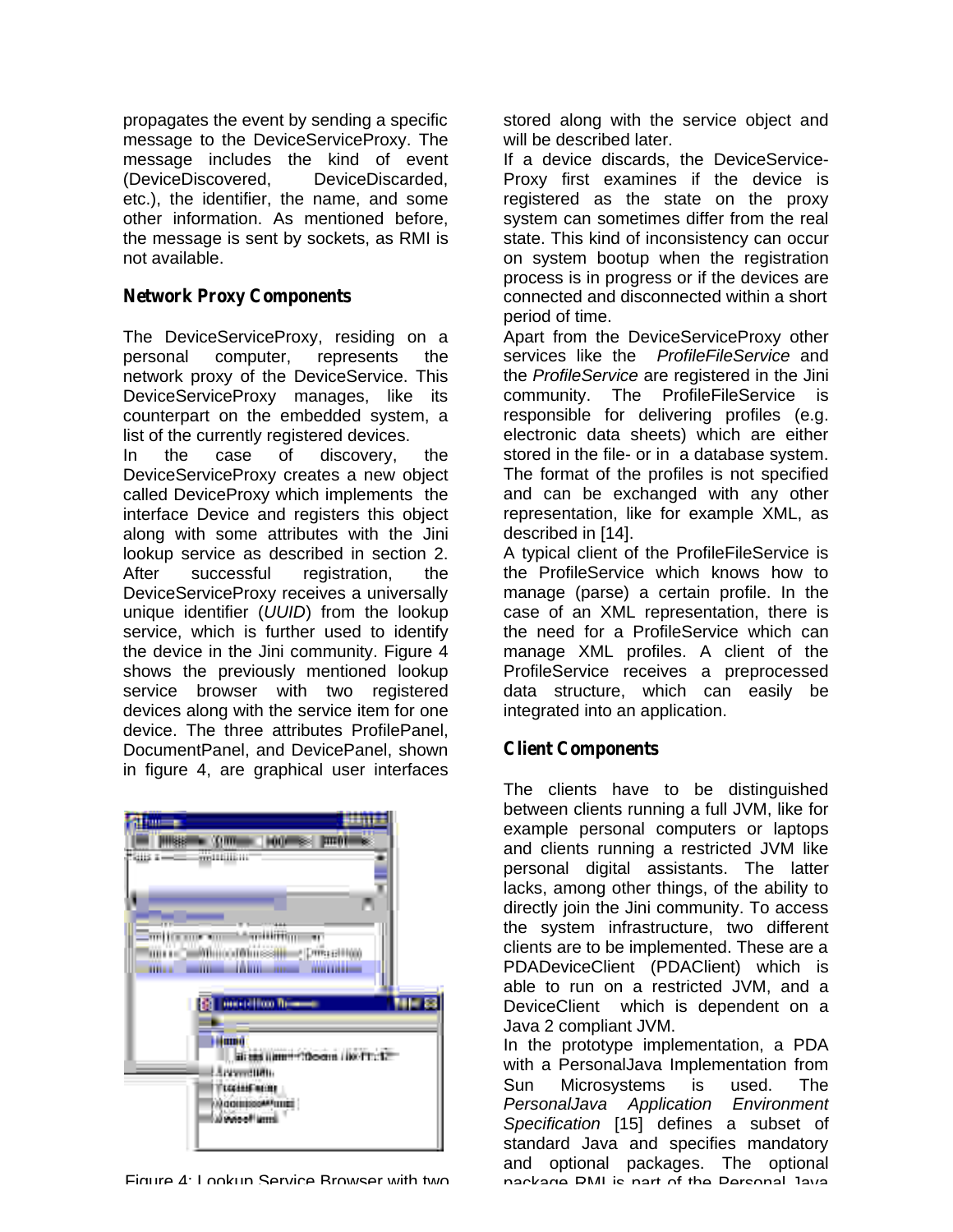propagates the event by sending a specific message to the DeviceServiceProxy. The message includes the kind of event (DeviceDiscovered, DeviceDiscarded, etc.), the identifier, the name, and some other information. As mentioned before, the message is sent by sockets, as RMI is not available.

### Network Proxy Components

The DeviceServiceProxy, residing on a personal computer, represents the network proxy of the DeviceService. This DeviceServiceProxy manages, like its counterpart on the embedded system, a list of the currently registered devices.

In the case of discovery, the DeviceServiceProxy creates a new object called DeviceProxy which implements the interface Device and registers this object along with some attributes with the Jini lookup service as described in section 2. After successful registration, the DeviceServiceProxy receives a universally unique identifier (*UUID*) from the lookup service, which is further used to identify the device in the Jini community. Figure 4 shows the previously mentioned lookup service browser with two registered devices along with the service item for one device. The three attributes ProfilePanel, DocumentPanel, and DevicePanel, shown in figure 4, are graphical user interfaces stored along with the service object and will be described later.

Figure 4: Lookup Service Browser with two

If a device discards, the DeviceService-Proxy first examines if the device is registered as the state on the proxy system can sometimes differ from the real state. This kind of inconsistency can occur on system bootup when the registration process is in progress or if the devices are connected and disconnected within a short period of time.

Apart from the DeviceServiceProxy other services like the *ProfileFileService* and the *ProfileService* are registered in the Jini community. The ProfileFileService is responsible for delivering profiles (e.g. electronic data sheets) which are either stored in the file- or in a database system. The format of the profiles is not specified and can be exchanged with any other representation, like for example XML, as described in [14].

A typical client of the ProfileFileService is the ProfileService which knows how to manage (parse) a certain profile. In the case of an XML representation, there is the need for a ProfileService which can manage XML profiles. A client of the ProfileService receives a preprocessed data structure, which can easily be integrated into an application.

### Client Components

The clients have to be distinguished between clients running a full JVM, like for example personal computers or laptops and clients running a restricted JVM like personal digital assistants. The latter lacks, among other things, of the ability to directly join the Jini community. To access the system infrastructure, two different clients are to be implemented. These are a PDADeviceClient (PDAClient) which is able to run on a restricted JVM, and a DeviceClient which is dependent on a Java 2 compliant JVM.

In the prototype implementation, a PDA with a PersonalJava Implementation from Sun Microsystems is used. The *PersonalJava Application Environment Specification* [15] defines a subset of standard Java and specifies mandatory and optional packages. The optional package RMI is part of the Personal Java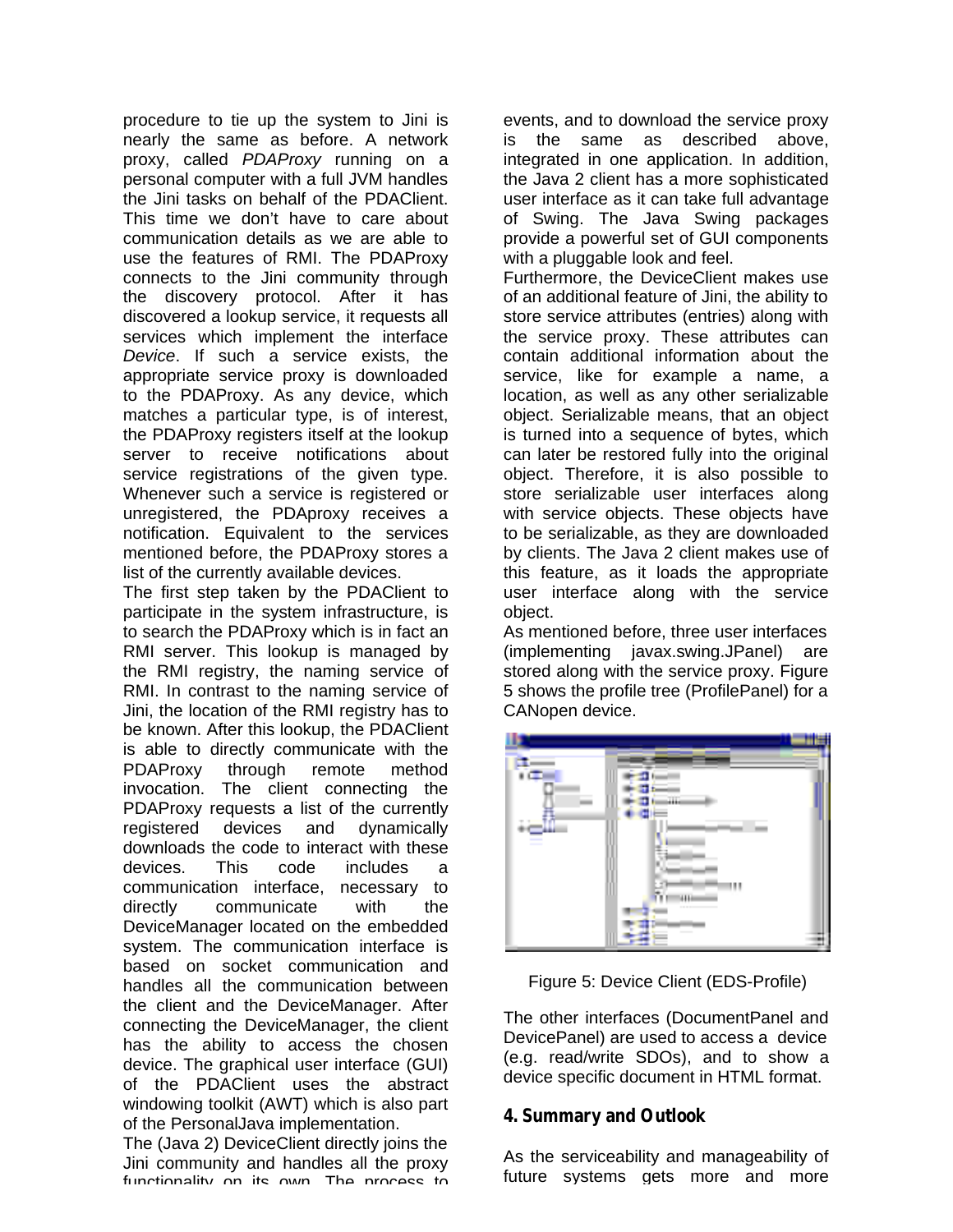procedure to tie up the system to Jini is nearly the same as before. A network proxy, called *PDAProxy* running on a personal computer with a full JVM handles the Jini tasks on behalf of the PDAClient. This time we don't have to care about communication details as we are able to use the features of RMI. The PDAProxy connects to the Jini community through the discovery protocol. After it has discovered a lookup service, it requests all services which implement the interface *Device*. If such a service exists, the appropriate service proxy is downloaded to the PDAProxy. As any device, which matches a particular type, is of interest, the PDAProxy registers itself at the lookup server to receive notifications about service registrations of the given type. Whenever such a service is registered or unregistered, the PDAproxy receives a notification. Equivalent to the services mentioned before, the PDAProxy stores a list of the currently available devices.

The first step taken by the PDAClient to participate in the system infrastructure, is to search the PDAProxy which is in fact an RMI server. This lookup is managed by the RMI registry, the naming service of RMI. In contrast to the naming service of Jini, the location of the RMI registry has to be known. After this lookup, the PDAClient is able to directly communicate with the PDAProxy through remote method invocation. The client connecting the PDAProxy requests a list of the currently registered devices and dynamically downloads the code to interact with these devices. This code includes a communication interface, necessary to directly communicate with the DeviceManager located on the embedded system. The communication interface is based on socket communication and handles all the communication between the client and the DeviceManager. After connecting the DeviceManager, the client has the ability to access the chosen device. The graphical user interface (GUI) of the PDAClient uses the abstract windowing toolkit (AWT) which is also part of the PersonalJava implementation.

The (Java 2) DeviceClient directly joins the Jini community and handles all the proxy functionality on its own. The process to events, and to download the service proxy is the same as described above, integrated in one application. In addition, the Java 2 client has a more sophisticated user interface as it can take full advantage of Swing. The Java Swing packages provide a powerful set of GUI components with a pluggable look and feel.

Furthermore, the DeviceClient makes use of an additional feature of Jini, the ability to store service attributes (entries) along with the service proxy. These attributes can contain additional information about the service, like for example a name, a location, as well as any other serializable object. Serializable means, that an object is turned into a sequence of bytes, which can later be restored fully into the original object. Therefore, it is also possible to store serializable user interfaces along with service objects. These objects have to be serializable, as they are downloaded by clients. The Java 2 client makes use of this feature, as it loads the appropriate user interface along with the service object.

As mentioned before, three user interfaces (implementing javax.swing.JPanel) are stored along with the service proxy. Figure 5 shows the profile tree (ProfilePanel) for a CANopen device.

Figure 5: Device Client (EDS-Profile)

The other interfaces (DocumentPanel and DevicePanel) are used to access a device (e.g. read/write SDOs), and to show a device specific document in HTML format.

## 4. Summary and Outlook

As the serviceability and manageability of future systems gets more and more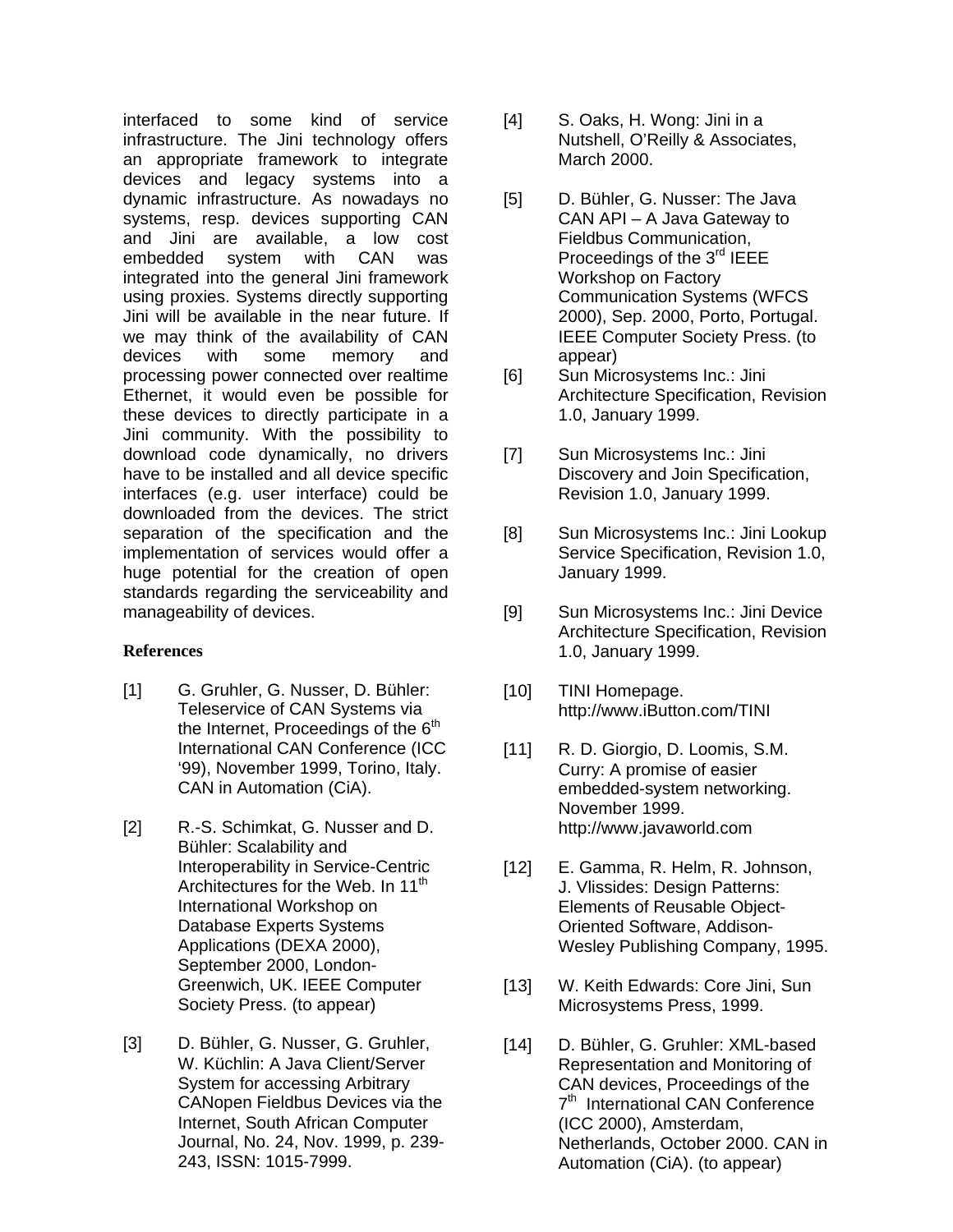interfaced to some kind of service infrastructure. The Jini technology offers an appropriate framework to integrate devices and legacy systems into a dynamic infrastructure. As nowadays no systems, resp. devices supporting CAN and Jini are available, a low cost embedded system with CAN was integrated into the general Jini framework using proxies. Systems directly supporting Jini will be available in the near future. If we may think of the availability of CAN devices with some memory and processing power connected over realtime Ethernet, it would even be possible for these devices to directly participate in a Jini community. With the possibility to download code dynamically, no drivers have to be installed and all device specific interfaces (e.g. user interface) could be downloaded from the devices. The strict separation of the specification and the implementation of services would offer a huge potential for the creation of open standards regarding the serviceability and manageability of devices.

### References

[1] G. Gruhler, G. Nusser, D. Bühler: Teleservice of CAN Systems via the Internet, Proceedings of the 6th International CAN Conference (ICC '99), November 1999, Torino, Italy. CAN in Automation (CiA).

[2] R.-S. Schimkat, G. Nusser and D. Bühler: Scalability and Interoperability in Service-Centric Architectures for the Web. In 11th International Workshop on Database Experts Systems Applications (DEXA 2000), September 2000, London-Greenwich, UK. IEEE Computer Society Press. (to appear)

[3] D. Bühler, G. Nusser, G. Gruhler, W. Küchlin: A Java Client/Server System for accessing Arbitrary CANopen Fieldbus Devices via the Internet, South African Computer Journal, No. 24, Nov. 1999, p. 239-243, ISSN: 1015-7999.

[4] S. Oaks, H. Wong: Jini in a Nutshell, O'Reilly & Associates, March 2000.

[5] D. Bühler, G. Nusser: The Java CAN API – A Java Gateway to Fieldbus Communication, Proceedings of the 3rd IEEE Workshop on Factory Communication Systems (WFCS 2000), Sep. 2000, Porto, Portugal. IEEE Computer Society Press. (to appear)

[6] Sun Microsystems Inc.: Jini Architecture Specification, Revision 1.0, January 1999.

[7] Sun Microsystems Inc.: Jini Discovery and Join Specification, Revision 1.0, January 1999.

[8] Sun Microsystems Inc.: Jini Lookup Service Specification, Revision 1.0, January 1999.

[9] Sun Microsystems Inc.: Jini Device Architecture Specification, Revision 1.0, January 1999.

[10] TINI Homepage. http://www.iButton.com/TINI

[11] R. D. Giorgio, D. Loomis, S.M. Curry: A promise of easier embedded-system networking. November 1999. http://www.javaworld.com

[12] E. Gamma, R. Helm, R. Johnson, J. Vlissides: Design Patterns: Elements of Reusable Object-Oriented Software, Addison-Wesley Publishing Company, 1995.

[13] W. Keith Edwards: Core Jini, Sun Microsystems Press, 1999.

[14] D. Bühler, G. Gruhler: XML-based Representation and Monitoring of CAN devices, Proceedings of the 7th International CAN Conference (ICC 2000), Amsterdam, Netherlands, October 2000. CAN in Automation (CiA). (to appear)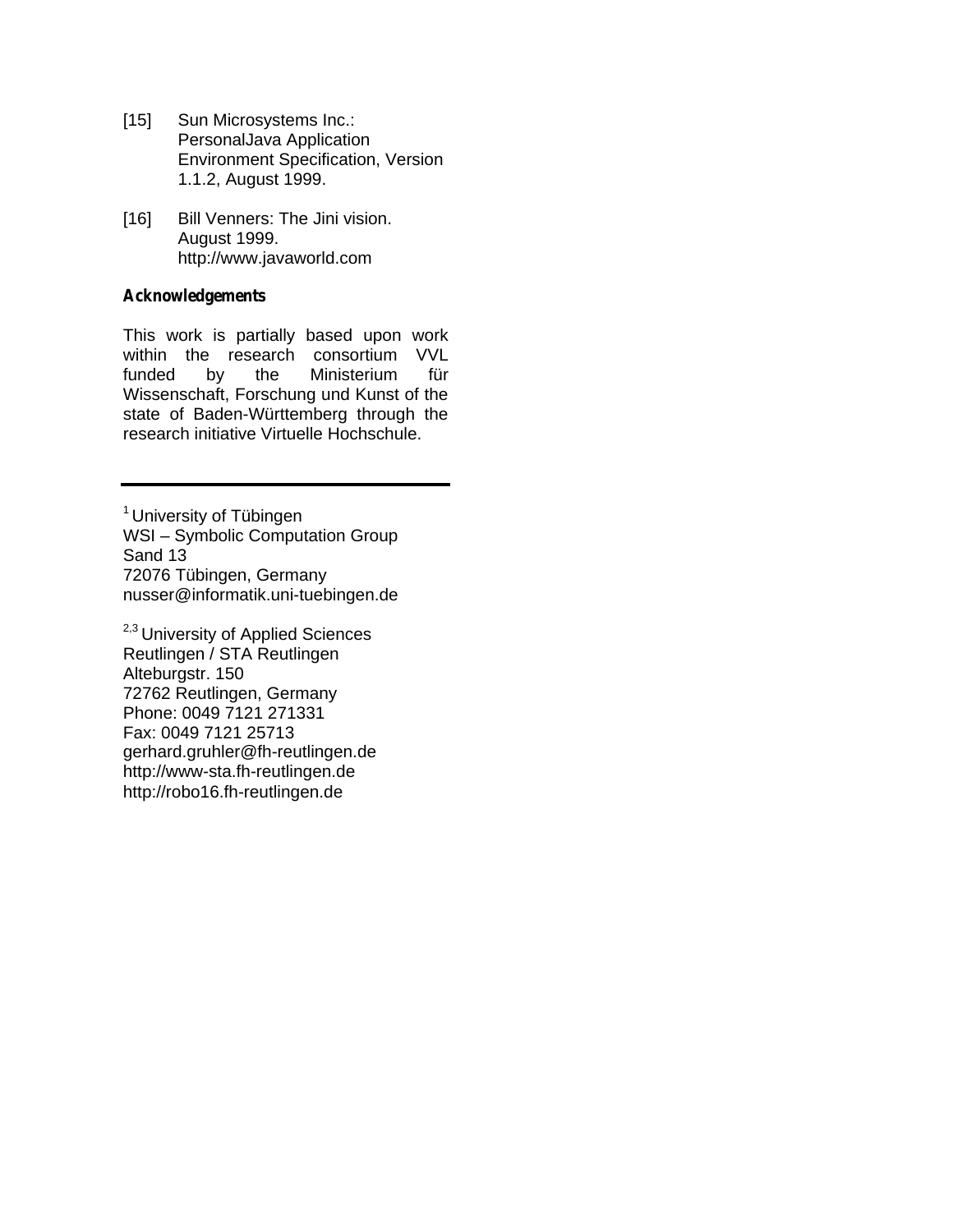[15] Sun Microsystems Inc.: PersonalJava Application Environment Specification, Version 1.1.2, August 1999.

[16] Bill Venners: The Jini vision. August 1999. http://www.javaworld.com

## Acknowledgements

This work is partially based upon work within the research consortium VVL funded by the Ministerium für Wissenschaft, Forschung und Kunst of the state of Baden-Württemberg through the research initiative Virtuelle Hochschule.

---

[1] University of Tübingen
WSI – Symbolic Computation Group
Sand 13
72076 Tübingen, Germany
nusser@informatik.uni-tuebingen.de

[2,3] University of Applied Sciences
Reutlingen / STA Reutlingen
Alteburgstr. 150
72762 Reutlingen, Germany
Phone: 0049 7121 271331
Fax: 0049 7121 25713
gerhard.gruhler@fh-reutlingen.de
http://www-sta.fh-reutlingen.de
http://robo16.fh-reutlingen.de